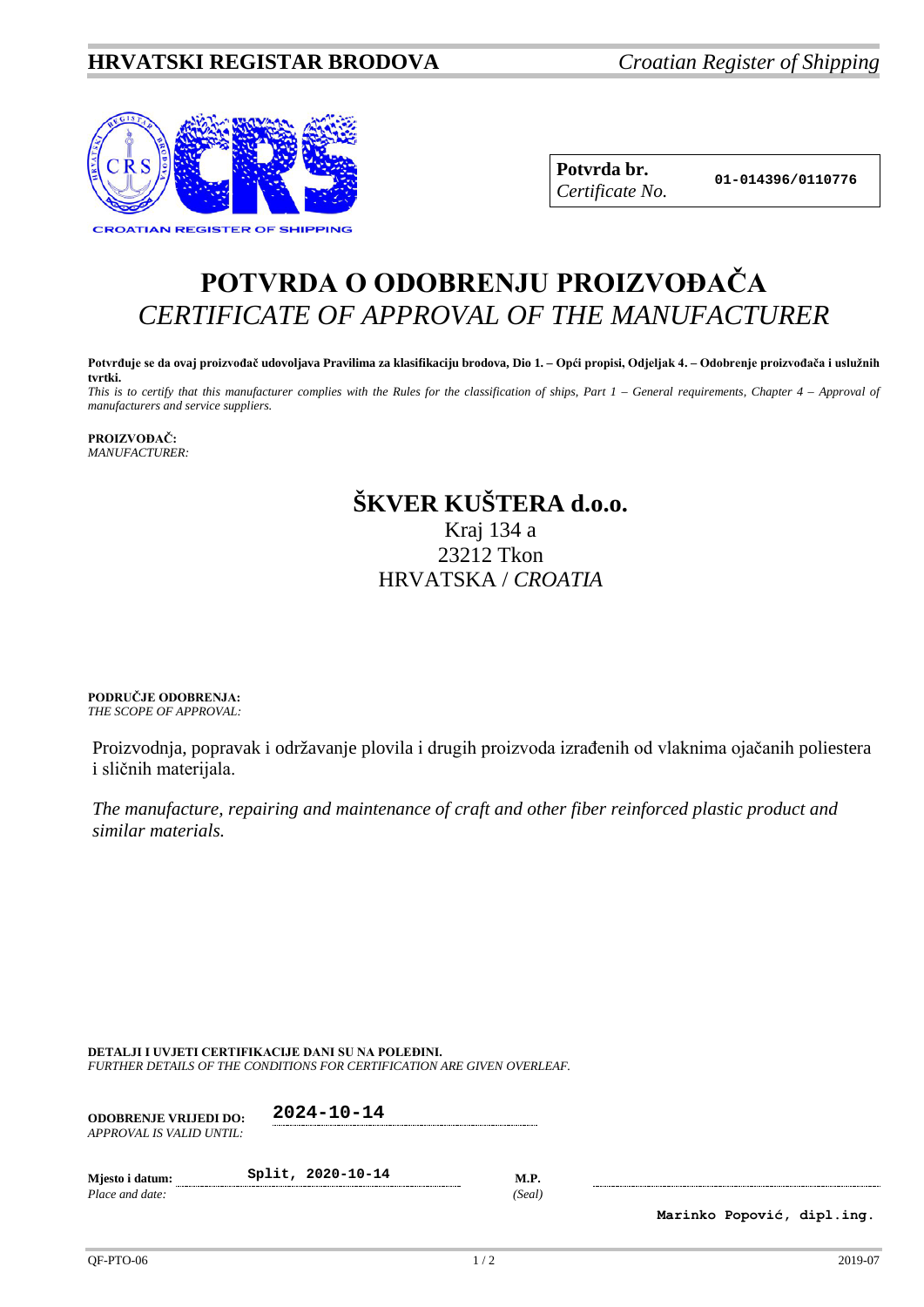**HRVATSKI REGISTAR BRODOVA** *Croatian Register of Shipping*

CROATIAN REGISTER OF SHIPPING

| **Potvrda br.** *Certificate No.* | **01-014396/0110776** |
|---|---|

# POTVRDA O ODOBRENJU PROIZVOĐAČA
# *CERTIFICATE OF APPROVAL OF THE MANUFACTURER*

**Potvrđuje se da ovaj proizvođač udovoljava Pravilima za klasifikaciju brodova, Dio 1. – Opći propisi, Odjeljak 4. – Odobrenje proizvođača i uslužnih tvrtki.**

*This is to certify that this manufacturer complies with the Rules for the classification of ships, Part 1 – General requirements, Chapter 4 – Approval of manufacturers and service suppliers.*

**PROIZVOĐAČ:**
*MANUFACTURER:*

**ŠKVER KUŠTERA d.o.o.**
Kraj 134 a
23212 Tkon
HRVATSKA / *CROATIA*

**PODRUČJE ODOBRENJA:**
*THE SCOPE OF APPROVAL:*

Proizvodnja, popravak i održavanje plovila i drugih proizvoda izrađenih od vlaknima ojačanih poliestera i sličnih materijala.

*The manufacture, repairing and maintenance of craft and other fiber reinforced plastic product and similar materials.*

**DETALJI I UVJETI CERTIFIKACIJE DANI SU NA POLEĐINI.**
*FURTHER DETAILS OF THE CONDITIONS FOR CERTIFICATION ARE GIVEN OVERLEAF.*

**ODOBRENJE VRIJEDI DO:** *APPROVAL IS VALID UNTIL:* **2024-10-14**

**Mjesto i datum:** *Place and date:* **Split, 2020-10-14**

**M.P.** *(Seal)*

**Marinko Popović, dipl.ing.**

QF-PTO-06 2019-07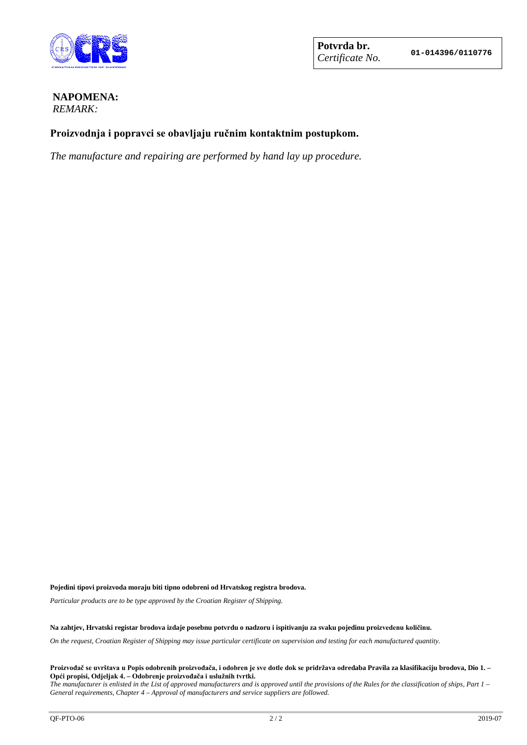| Potvrda br. *Certificate No.* | 01-014396/0110776 |
| --- | --- |

**NAPOMENA:**
*REMARK:*

**Proizvodnja i popravci se obavljaju ručnim kontaktnim postupkom.**

*The manufacture and repairing are performed by hand lay up procedure.*

**Pojedini tipovi proizvoda moraju biti tipno odobreni od Hrvatskog registra brodova.**

*Particular products are to be type approved by the Croatian Register of Shipping.*

**Na zahtjev, Hrvatski registar brodova izdaje posebnu potvrdu o nadzoru i ispitivanju za svaku pojedinu proizvedenu količinu.**

*On the request, Croatian Register of Shipping may issue particular certificate on supervision and testing for each manufactured quantity.*

**Proizvođač se uvrštava u Popis odobrenih proizvođača, i odobren je sve dotle dok se pridržava odredaba Pravila za klasifikaciju brodova, Dio 1. – Opći propisi, Odjeljak 4. – Odobrenje proizvođača i uslužnih tvrtki.**
*The manufacturer is enlisted in the List of approved manufacturers and is approved until the provisions of the Rules for the classification of ships, Part 1 – General requirements, Chapter 4 – Approval of manufacturers and service suppliers are followed.*

QF-PTO-06 2019-07